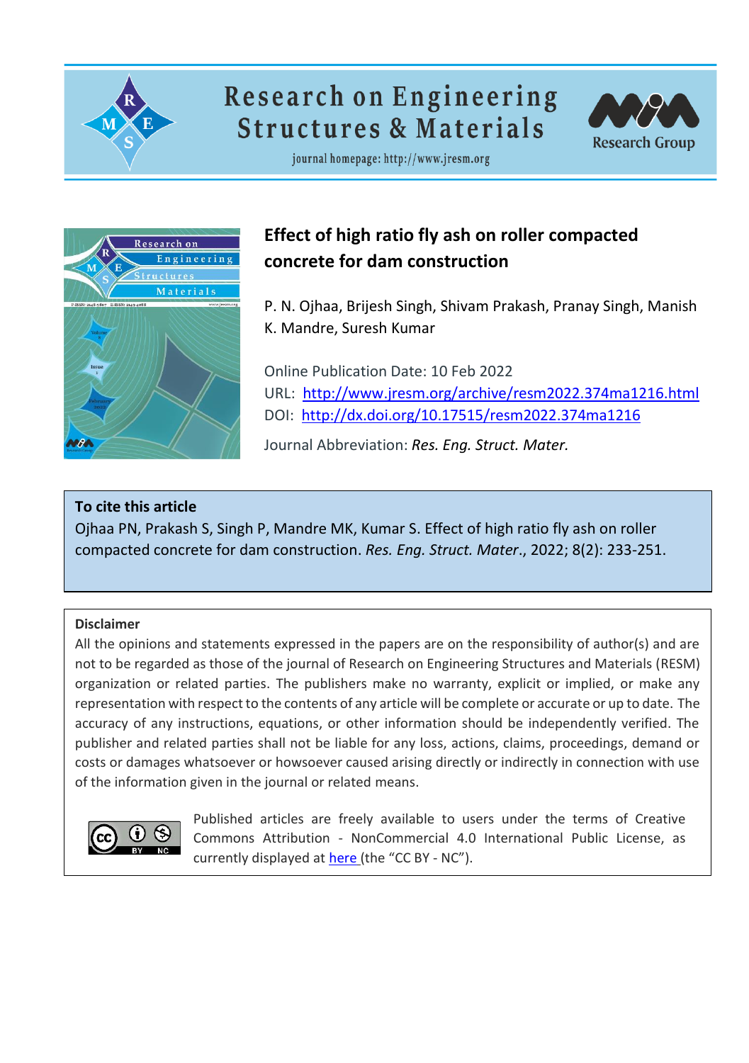Research on Engineering Structures & Materials

journal homepage: http://www.jresm.org

# Effect of high ratio fly ash on roller compacted concrete for dam construction

P. N. Ojhaa, Brijesh Singh, Shivam Prakash, Pranay Singh, Manish K. Mandre, Suresh Kumar

Online Publication Date: 10 Feb 2022

URL: [http://www.jresm.org/archive/resm2022.374ma1216.html](http://www.jresm.org/archive/resm2022.374ma1216.html)

DOI: [http://dx.doi.org/10.17515/resm2022.374ma1216](http://dx.doi.org/10.17515/resm2022.374ma1216)

Journal Abbreviation: *Res. Eng. Struct. Mater.*

**To cite this article**

Ojhaa PN, Prakash S, Singh P, Mandre MK, Kumar S. Effect of high ratio fly ash on roller compacted concrete for dam construction. *Res. Eng. Struct. Mater.*, 2022; 8(2): 233-251.

**Disclaimer**

All the opinions and statements expressed in the papers are on the responsibility of author(s) and are not to be regarded as those of the journal of Research on Engineering Structures and Materials (RESM) organization or related parties. The publishers make no warranty, explicit or implied, or make any representation with respect to the contents of any article will be complete or accurate or up to date. The accuracy of any instructions, equations, or other information should be independently verified. The publisher and related parties shall not be liable for any loss, actions, claims, proceedings, demand or costs or damages whatsoever or howsoever caused arising directly or indirectly in connection with use of the information given in the journal or related means.

Published articles are freely available to users under the terms of Creative Commons Attribution - NonCommercial 4.0 International Public License, as currently displayed at here (the "CC BY - NC").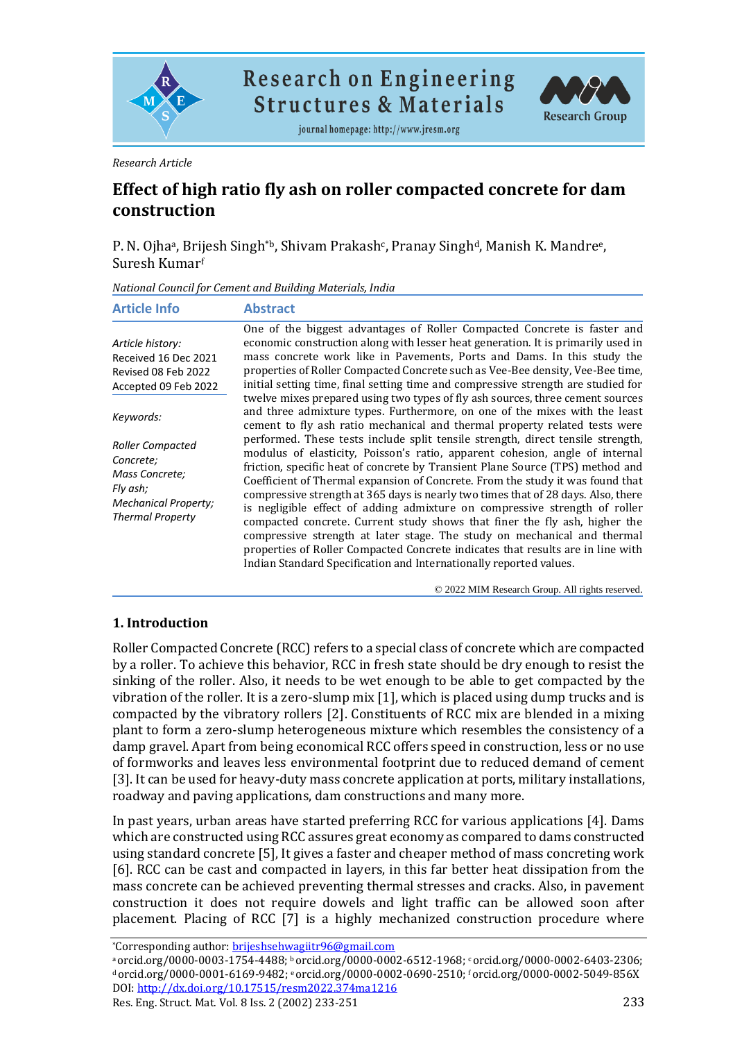Research Article

# Effect of high ratio fly ash on roller compacted concrete for dam construction

P. N. Ojha[a], Brijesh Singh*[b], Shivam Prakash[c], Pranay Singh[d], Manish K. Mandre[e], Suresh Kumar[f]

*National Council for Cement and Building Materials, India*

| Article Info | Abstract |
|---|---|
| *Article history:*<br>Received 16 Dec 2021<br>Revised 08 Feb 2022<br>Accepted 09 Feb 2022<br><br>*Keywords:*<br>*Roller Compacted Concrete; Mass Concrete; Fly ash; Mechanical Property; Thermal Property* | One of the biggest advantages of Roller Compacted Concrete is faster and economic construction along with lesser heat generation. It is primarily used in mass concrete work like in Pavements, Ports and Dams. In this study the properties of Roller Compacted Concrete such as Vee-Bee density, Vee-Bee time, initial setting time, final setting time and compressive strength are studied for twelve mixes prepared using two types of fly ash sources, three cement sources and three admixture types. Furthermore, on one of the mixes with the least cement to fly ash ratio mechanical and thermal property related tests were performed. These tests include split tensile strength, direct tensile strength, modulus of elasticity, Poisson's ratio, apparent cohesion, angle of internal friction, specific heat of concrete by Transient Plane Source (TPS) method and Coefficient of Thermal expansion of Concrete. From the study it was found that compressive strength at 365 days is nearly two times that of 28 days. Also, there is negligible effect of adding admixture on compressive strength of roller compacted concrete. Current study shows that finer the fly ash, higher the compressive strength at later stage. The study on mechanical and thermal properties of Roller Compacted Concrete indicates that results are in line with Indian Standard Specification and Internationally reported values. |

© 2022 MIM Research Group. All rights reserved.

## 1. Introduction

Roller Compacted Concrete (RCC) refers to a special class of concrete which are compacted by a roller. To achieve this behavior, RCC in fresh state should be dry enough to resist the sinking of the roller. Also, it needs to be wet enough to be able to get compacted by the vibration of the roller. It is a zero-slump mix [1], which is placed using dump trucks and is compacted by the vibratory rollers [2]. Constituents of RCC mix are blended in a mixing plant to form a zero-slump heterogeneous mixture which resembles the consistency of a damp gravel. Apart from being economical RCC offers speed in construction, less or no use of formworks and leaves less environmental footprint due to reduced demand of cement [3]. It can be used for heavy-duty mass concrete application at ports, military installations, roadway and paving applications, dam constructions and many more.

In past years, urban areas have started preferring RCC for various applications [4]. Dams which are constructed using RCC assures great economy as compared to dams constructed using standard concrete [5], It gives a faster and cheaper method of mass concreting work [6]. RCC can be cast and compacted in layers, in this far better heat dissipation from the mass concrete can be achieved preventing thermal stresses and cracks. Also, in pavement construction it does not require dowels and light traffic can be allowed soon after placement. Placing of RCC [7] is a highly mechanized construction procedure where

*Corresponding author: brijeshsehwagiitr96@gmail.com
[a] orcid.org/0000-0003-1754-4488; [b] orcid.org/0000-0002-6512-1968; [c] orcid.org/0000-0002-6403-2306; [d] orcid.org/0000-0001-6169-9482; [e] orcid.org/0000-0002-0690-2510; [f] orcid.org/0000-0002-5049-856X
DOI: http://dx.doi.org/10.17515/resm2022.374ma1216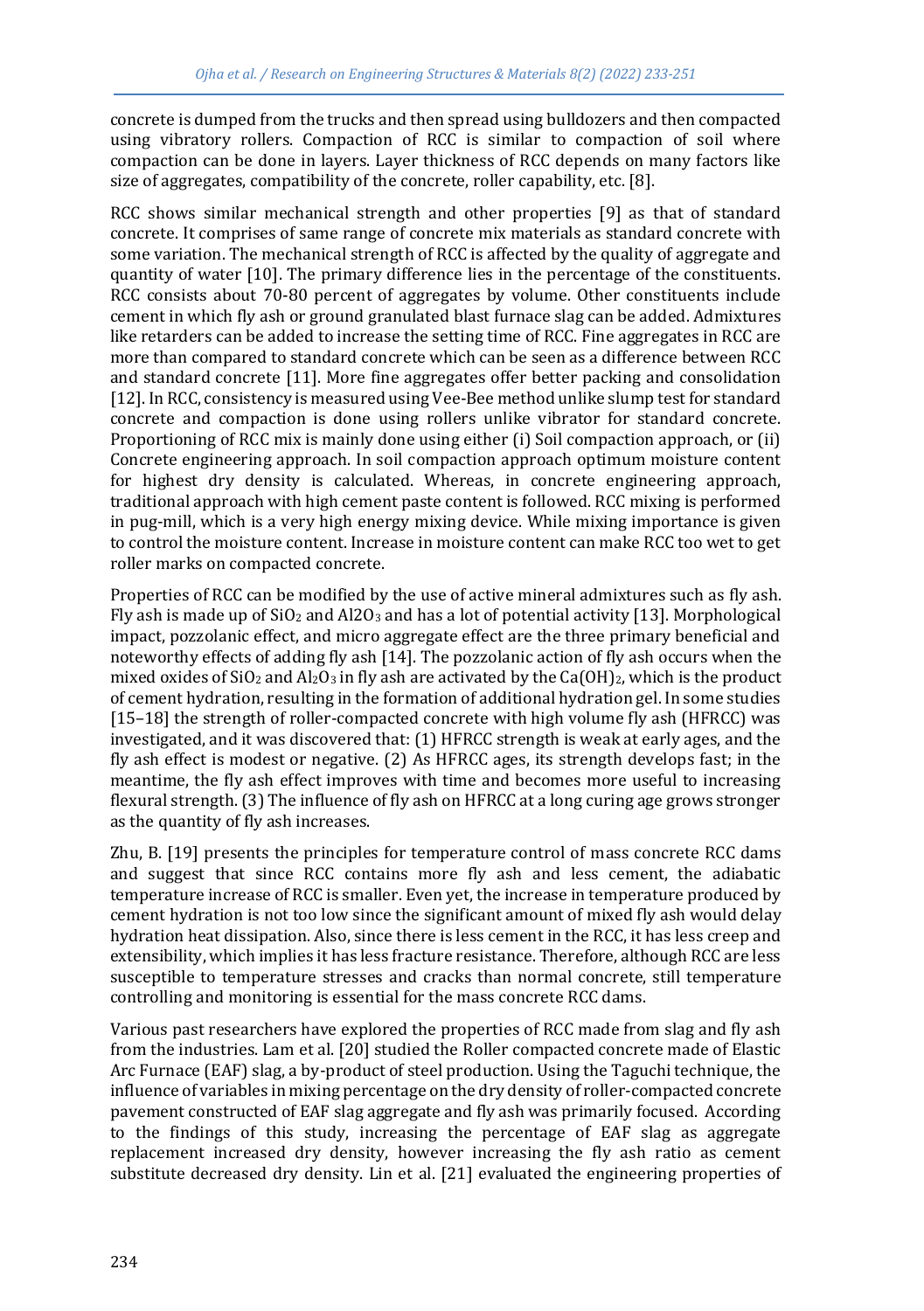concrete is dumped from the trucks and then spread using bulldozers and then compacted using vibratory rollers. Compaction of RCC is similar to compaction of soil where compaction can be done in layers. Layer thickness of RCC depends on many factors like size of aggregates, compatibility of the concrete, roller capability, etc. [8].

RCC shows similar mechanical strength and other properties [9] as that of standard concrete. It comprises of same range of concrete mix materials as standard concrete with some variation. The mechanical strength of RCC is affected by the quality of aggregate and quantity of water [10]. The primary difference lies in the percentage of the constituents. RCC consists about 70-80 percent of aggregates by volume. Other constituents include cement in which fly ash or ground granulated blast furnace slag can be added. Admixtures like retarders can be added to increase the setting time of RCC. Fine aggregates in RCC are more than compared to standard concrete which can be seen as a difference between RCC and standard concrete [11]. More fine aggregates offer better packing and consolidation [12]. In RCC, consistency is measured using Vee-Bee method unlike slump test for standard concrete and compaction is done using rollers unlike vibrator for standard concrete. Proportioning of RCC mix is mainly done using either (i) Soil compaction approach, or (ii) Concrete engineering approach. In soil compaction approach optimum moisture content for highest dry density is calculated. Whereas, in concrete engineering approach, traditional approach with high cement paste content is followed. RCC mixing is performed in pug-mill, which is a very high energy mixing device. While mixing importance is given to control the moisture content. Increase in moisture content can make RCC too wet to get roller marks on compacted concrete.

Properties of RCC can be modified by the use of active mineral admixtures such as fly ash. Fly ash is made up of $SiO_2$ and $Al2O_3$ and has a lot of potential activity [13]. Morphological impact, pozzolanic effect, and micro aggregate effect are the three primary beneficial and noteworthy effects of adding fly ash [14]. The pozzolanic action of fly ash occurs when the mixed oxides of $SiO_2$ and $Al_2O_3$ in fly ash are activated by the $Ca(OH)_2$, which is the product of cement hydration, resulting in the formation of additional hydration gel. In some studies [15–18] the strength of roller-compacted concrete with high volume fly ash (HFRCC) was investigated, and it was discovered that: (1) HFRCC strength is weak at early ages, and the fly ash effect is modest or negative. (2) As HFRCC ages, its strength develops fast; in the meantime, the fly ash effect improves with time and becomes more useful to increasing flexural strength. (3) The influence of fly ash on HFRCC at a long curing age grows stronger as the quantity of fly ash increases.

Zhu, B. [19] presents the principles for temperature control of mass concrete RCC dams and suggest that since RCC contains more fly ash and less cement, the adiabatic temperature increase of RCC is smaller. Even yet, the increase in temperature produced by cement hydration is not too low since the significant amount of mixed fly ash would delay hydration heat dissipation. Also, since there is less cement in the RCC, it has less creep and extensibility, which implies it has less fracture resistance. Therefore, although RCC are less susceptible to temperature stresses and cracks than normal concrete, still temperature controlling and monitoring is essential for the mass concrete RCC dams.

Various past researchers have explored the properties of RCC made from slag and fly ash from the industries. Lam et al. [20] studied the Roller compacted concrete made of Elastic Arc Furnace (EAF) slag, a by-product of steel production. Using the Taguchi technique, the influence of variables in mixing percentage on the dry density of roller-compacted concrete pavement constructed of EAF slag aggregate and fly ash was primarily focused. According to the findings of this study, increasing the percentage of EAF slag as aggregate replacement increased dry density, however increasing the fly ash ratio as cement substitute decreased dry density. Lin et al. [21] evaluated the engineering properties of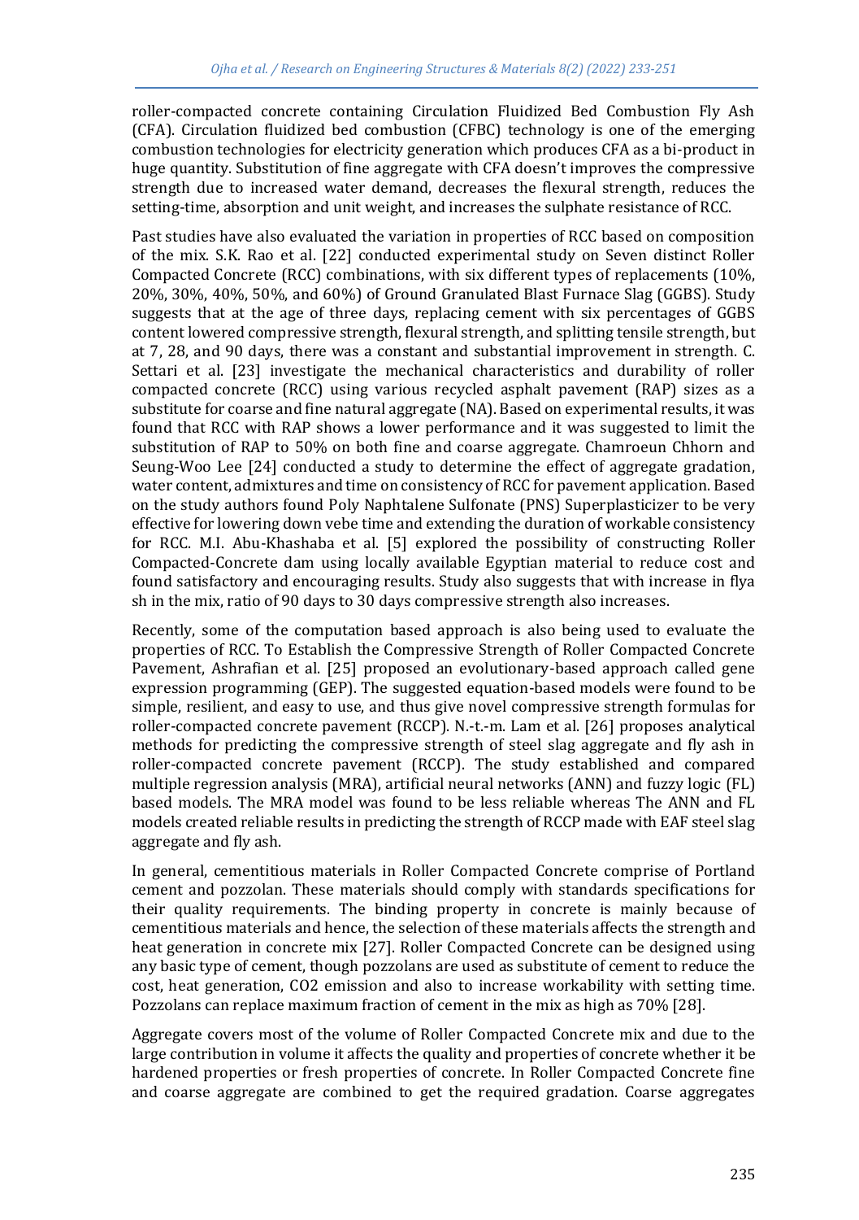roller-compacted concrete containing Circulation Fluidized Bed Combustion Fly Ash (CFA). Circulation fluidized bed combustion (CFBC) technology is one of the emerging combustion technologies for electricity generation which produces CFA as a bi-product in huge quantity. Substitution of fine aggregate with CFA doesn't improves the compressive strength due to increased water demand, decreases the flexural strength, reduces the setting-time, absorption and unit weight, and increases the sulphate resistance of RCC.

Past studies have also evaluated the variation in properties of RCC based on composition of the mix. S.K. Rao et al. [22] conducted experimental study on Seven distinct Roller Compacted Concrete (RCC) combinations, with six different types of replacements (10%, 20%, 30%, 40%, 50%, and 60%) of Ground Granulated Blast Furnace Slag (GGBS). Study suggests that at the age of three days, replacing cement with six percentages of GGBS content lowered compressive strength, flexural strength, and splitting tensile strength, but at 7, 28, and 90 days, there was a constant and substantial improvement in strength. C. Settari et al. [23] investigate the mechanical characteristics and durability of roller compacted concrete (RCC) using various recycled asphalt pavement (RAP) sizes as a substitute for coarse and fine natural aggregate (NA). Based on experimental results, it was found that RCC with RAP shows a lower performance and it was suggested to limit the substitution of RAP to 50% on both fine and coarse aggregate. Chamroeun Chhorn and Seung-Woo Lee [24] conducted a study to determine the effect of aggregate gradation, water content, admixtures and time on consistency of RCC for pavement application. Based on the study authors found Poly Naphtalene Sulfonate (PNS) Superplasticizer to be very effective for lowering down vebe time and extending the duration of workable consistency for RCC. M.I. Abu-Khashaba et al. [5] explored the possibility of constructing Roller Compacted-Concrete dam using locally available Egyptian material to reduce cost and found satisfactory and encouraging results. Study also suggests that with increase in flya sh in the mix, ratio of 90 days to 30 days compressive strength also increases.

Recently, some of the computation based approach is also being used to evaluate the properties of RCC. To Establish the Compressive Strength of Roller Compacted Concrete Pavement, Ashrafian et al. [25] proposed an evolutionary-based approach called gene expression programming (GEP). The suggested equation-based models were found to be simple, resilient, and easy to use, and thus give novel compressive strength formulas for roller-compacted concrete pavement (RCCP). N.-t.-m. Lam et al. [26] proposes analytical methods for predicting the compressive strength of steel slag aggregate and fly ash in roller-compacted concrete pavement (RCCP). The study established and compared multiple regression analysis (MRA), artificial neural networks (ANN) and fuzzy logic (FL) based models. The MRA model was found to be less reliable whereas The ANN and FL models created reliable results in predicting the strength of RCCP made with EAF steel slag aggregate and fly ash.

In general, cementitious materials in Roller Compacted Concrete comprise of Portland cement and pozzolan. These materials should comply with standards specifications for their quality requirements. The binding property in concrete is mainly because of cementitious materials and hence, the selection of these materials affects the strength and heat generation in concrete mix [27]. Roller Compacted Concrete can be designed using any basic type of cement, though pozzolans are used as substitute of cement to reduce the cost, heat generation, $CO_2$ emission and also to increase workability with setting time. Pozzolans can replace maximum fraction of cement in the mix as high as 70% [28].

Aggregate covers most of the volume of Roller Compacted Concrete mix and due to the large contribution in volume it affects the quality and properties of concrete whether it be hardened properties or fresh properties of concrete. In Roller Compacted Concrete fine and coarse aggregate are combined to get the required gradation. Coarse aggregates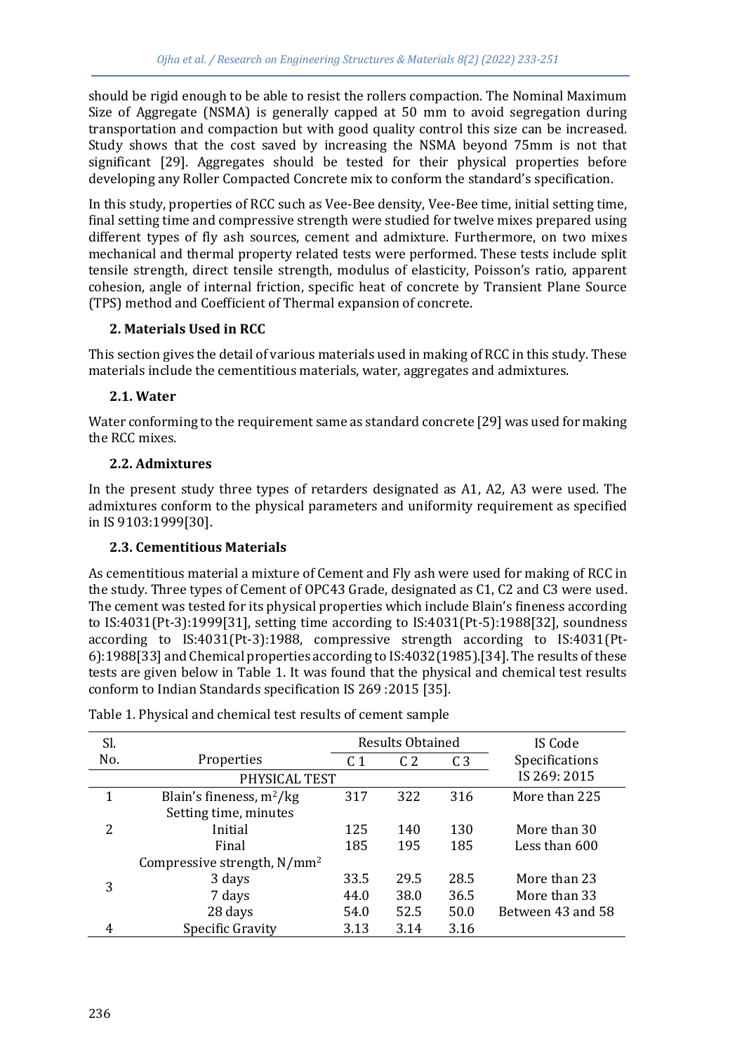should be rigid enough to be able to resist the rollers compaction. The Nominal Maximum Size of Aggregate (NSMA) is generally capped at 50 mm to avoid segregation during transportation and compaction but with good quality control this size can be increased. Study shows that the cost saved by increasing the NSMA beyond 75mm is not that significant [29]. Aggregates should be tested for their physical properties before developing any Roller Compacted Concrete mix to conform the standard's specification.

In this study, properties of RCC such as Vee-Bee density, Vee-Bee time, initial setting time, final setting time and compressive strength were studied for twelve mixes prepared using different types of fly ash sources, cement and admixture. Furthermore, on two mixes mechanical and thermal property related tests were performed. These tests include split tensile strength, direct tensile strength, modulus of elasticity, Poisson's ratio, apparent cohesion, angle of internal friction, specific heat of concrete by Transient Plane Source (TPS) method and Coefficient of Thermal expansion of concrete.

## 2. Materials Used in RCC

This section gives the detail of various materials used in making of RCC in this study. These materials include the cementitious materials, water, aggregates and admixtures.

### 2.1. Water

Water conforming to the requirement same as standard concrete [29] was used for making the RCC mixes.

### 2.2. Admixtures

In the present study three types of retarders designated as A1, A2, A3 were used. The admixtures conform to the physical parameters and uniformity requirement as specified in IS 9103:1999[30].

### 2.3. Cementitious Materials

As cementitious material a mixture of Cement and Fly ash were used for making of RCC in the study. Three types of Cement of OPC43 Grade, designated as C1, C2 and C3 were used. The cement was tested for its physical properties which include Blain's fineness according to IS:4031(Pt-3):1999[31], setting time according to IS:4031(Pt-5):1988[32], soundness according to IS:4031(Pt-3):1988, compressive strength according to IS:4031(Pt-6):1988[33] and Chemical properties according to IS:4032(1985).[34]. The results of these tests are given below in Table 1. It was found that the physical and chemical test results conform to Indian Standards specification IS 269 :2015 [35].

Table 1. Physical and chemical test results of cement sample

| Sl. No. | Properties | Results Obtained | | | IS Code Specifications IS 269: 2015 |
|---|---|---|---|---|---|
| | | C 1 | C 2 | C 3 | |
| | PHYSICAL TEST | | | | |
| 1 | Blain's fineness, $m^2/kg$ | 317 | 322 | 316 | More than 225 |
| 2 | Setting time, minutes | | | | |
| | Initial | 125 | 140 | 130 | More than 30 |
| | Final | 185 | 195 | 185 | Less than 600 |
| 3 | Compressive strength, $N/mm^2$ | | | | |
| | 3 days | 33.5 | 29.5 | 28.5 | More than 23 |
| | 7 days | 44.0 | 38.0 | 36.5 | More than 33 |
| | 28 days | 54.0 | 52.5 | 50.0 | Between 43 and 58 |
| 4 | Specific Gravity | 3.13 | 3.14 | 3.16 | |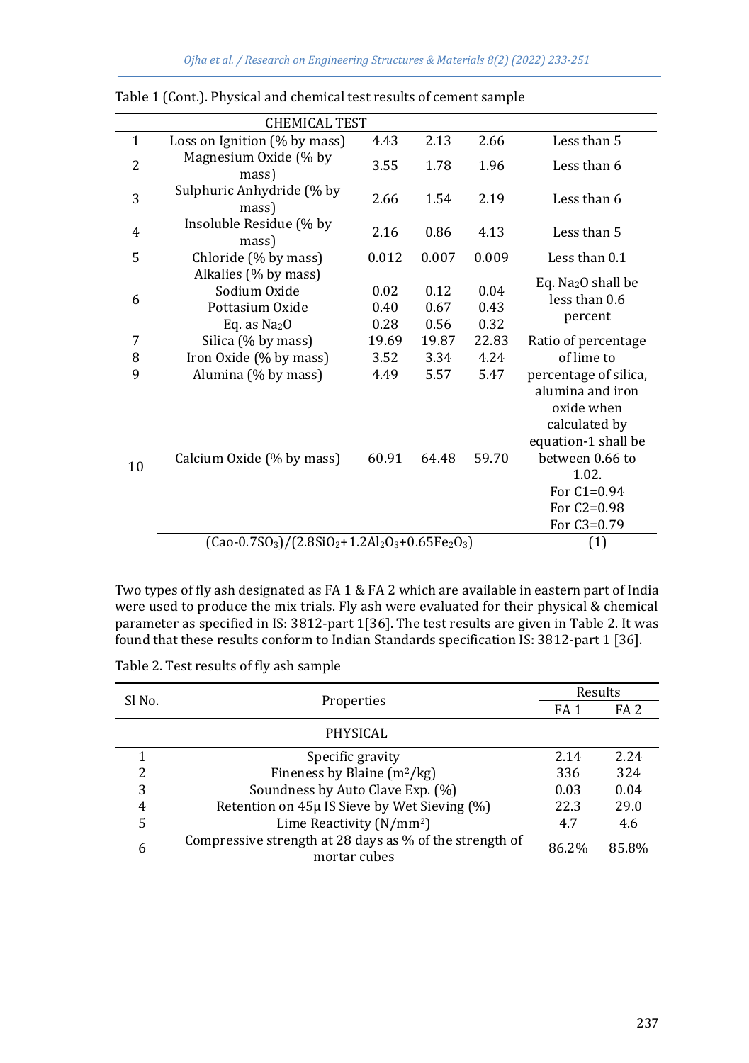Table 1 (Cont.). Physical and chemical test results of cement sample

| | CHEMICAL TEST | | | | |
|---|---|---|---|---|---|
| 1 | Loss on Ignition (% by mass) | 4.43 | 2.13 | 2.66 | Less than 5 |
| 2 | Magnesium Oxide (% by mass) | 3.55 | 1.78 | 1.96 | Less than 6 |
| 3 | Sulphuric Anhydride (% by mass) | 2.66 | 1.54 | 2.19 | Less than 6 |
| 4 | Insoluble Residue (% by mass) | 2.16 | 0.86 | 4.13 | Less than 5 |
| 5 | Chloride (% by mass) | 0.012 | 0.007 | 0.009 | Less than 0.1 |
| 6 | Alkalies (% by mass)<br>Sodium Oxide<br>Pottasium Oxide<br>Eq. as $Na_2O$ | <br>0.02<br>0.40<br>0.28 | <br>0.12<br>0.67<br>0.56 | <br>0.04<br>0.43<br>0.32 | Eq. $Na_2O$ shall be less than 0.6 percent |
| 7 | Silica (% by mass) | 19.69 | 19.87 | 22.83 | Ratio of percentage of lime to percentage of silica, alumina and iron oxide when calculated by equation-1 shall be between 0.66 to 1.02.<br>For C1=0.94<br>For C2=0.98<br>For C3=0.79 |
| 8 | Iron Oxide (% by mass) | 3.52 | 3.34 | 4.24 | |
| 9 | Alumina (% by mass) | 4.49 | 5.57 | 5.47 | |
| 10 | Calcium Oxide (% by mass) | 60.91 | 64.48 | 59.70 | |
| | $(CaO-0.7SO_3)/(2.8SiO_2+1.2Al_2O_3+0.65Fe_2O_3)$ | | | | (1) |

Two types of fly ash designated as FA 1 & FA 2 which are available in eastern part of India were used to produce the mix trials. Fly ash were evaluated for their physical & chemical parameter as specified in IS: 3812-part 1[36]. The test results are given in Table 2. It was found that these results conform to Indian Standards specification IS: 3812-part 1 [36].

Table 2. Test results of fly ash sample

| Sl No. | Properties | Results | |
|---|---|---|---|
| | | FA 1 | FA 2 |
| | PHYSICAL | | |
| 1 | Specific gravity | 2.14 | 2.24 |
| 2 | Fineness by Blaine ($m^2$/kg) | 336 | 324 |
| 3 | Soundness by Auto Clave Exp. (%) | 0.03 | 0.04 |
| 4 | Retention on 45μ IS Sieve by Wet Sieving (%) | 22.3 | 29.0 |
| 5 | Lime Reactivity (N/$mm^2$) | 4.7 | 4.6 |
| 6 | Compressive strength at 28 days as % of the strength of mortar cubes | 86.2% | 85.8% |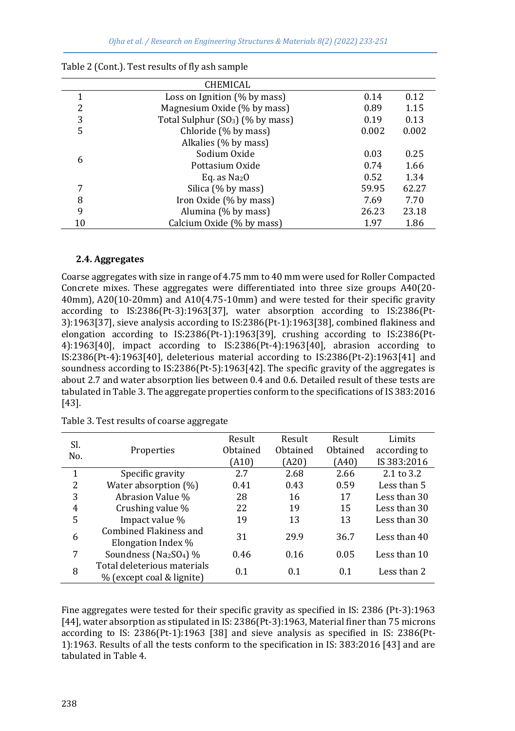Table 2 (Cont.). Test results of fly ash sample

| | CHEMICAL | | |
|---|---|---|---|
| 1 | Loss on Ignition (% by mass) | 0.14 | 0.12 |
| 2 | Magnesium Oxide (% by mass) | 0.89 | 1.15 |
| 3 | Total Sulphur ($SO_3$) (% by mass) | 0.19 | 0.13 |
| 5 | Chloride (% by mass) | 0.002 | 0.002 |
| 6 | Alkalies (% by mass) | | |
| | Sodium Oxide | 0.03 | 0.25 |
| | Pottasium Oxide | 0.74 | 1.66 |
| | Eq. as $Na_2O$ | 0.52 | 1.34 |
| 7 | Silica (% by mass) | 59.95 | 62.27 |
| 8 | Iron Oxide (% by mass) | 7.69 | 7.70 |
| 9 | Alumina (% by mass) | 26.23 | 23.18 |
| 10 | Calcium Oxide (% by mass) | 1.97 | 1.86 |

### 2.4. Aggregates

Coarse aggregates with size in range of 4.75 mm to 40 mm were used for Roller Compacted Concrete mixes. These aggregates were differentiated into three size groups A40(20-40mm), A20(10-20mm) and A10(4.75-10mm) and were tested for their specific gravity according to IS:2386(Pt-3):1963[37], water absorption according to IS:2386(Pt-3):1963[37], sieve analysis according to IS:2386(Pt-1):1963[38], combined flakiness and elongation according to IS:2386(Pt-1):1963[39], crushing according to IS:2386(Pt-4):1963[40], impact according to IS:2386(Pt-4):1963[40], abrasion according to IS:2386(Pt-4):1963[40], deleterious material according to IS:2386(Pt-2):1963[41] and soundness according to IS:2386(Pt-5):1963[42]. The specific gravity of the aggregates is about 2.7 and water absorption lies between 0.4 and 0.6. Detailed result of these tests are tabulated in Table 3. The aggregate properties conform to the specifications of IS 383:2016 [43].

Table 3. Test results of coarse aggregate

| Sl. No. | Properties | Result Obtained (A10) | Result Obtained (A20) | Result Obtained (A40) | Limits according to IS 383:2016 |
|---|---|---|---|---|---|
| 1 | Specific gravity | 2.7 | 2.68 | 2.66 | 2.1 to 3.2 |
| 2 | Water absorption (%) | 0.41 | 0.43 | 0.59 | Less than 5 |
| 3 | Abrasion Value % | 28 | 16 | 17 | Less than 30 |
| 4 | Crushing value % | 22 | 19 | 15 | Less than 30 |
| 5 | Impact value % | 19 | 13 | 13 | Less than 30 |
| 6 | Combined Flakiness and Elongation Index % | 31 | 29.9 | 36.7 | Less than 40 |
| 7 | Soundness ($Na_2SO_4$) % | 0.46 | 0.16 | 0.05 | Less than 10 |
| 8 | Total deleterious materials % (except coal & lignite) | 0.1 | 0.1 | 0.1 | Less than 2 |

Fine aggregates were tested for their specific gravity as specified in IS: 2386 (Pt-3):1963 [44], water absorption as stipulated in IS: 2386(Pt-3):1963, Material finer than 75 microns according to IS: 2386(Pt-1):1963 [38] and sieve analysis as specified in IS: 2386(Pt-1):1963. Results of all the tests conform to the specification in IS: 383:2016 [43] and are tabulated in Table 4.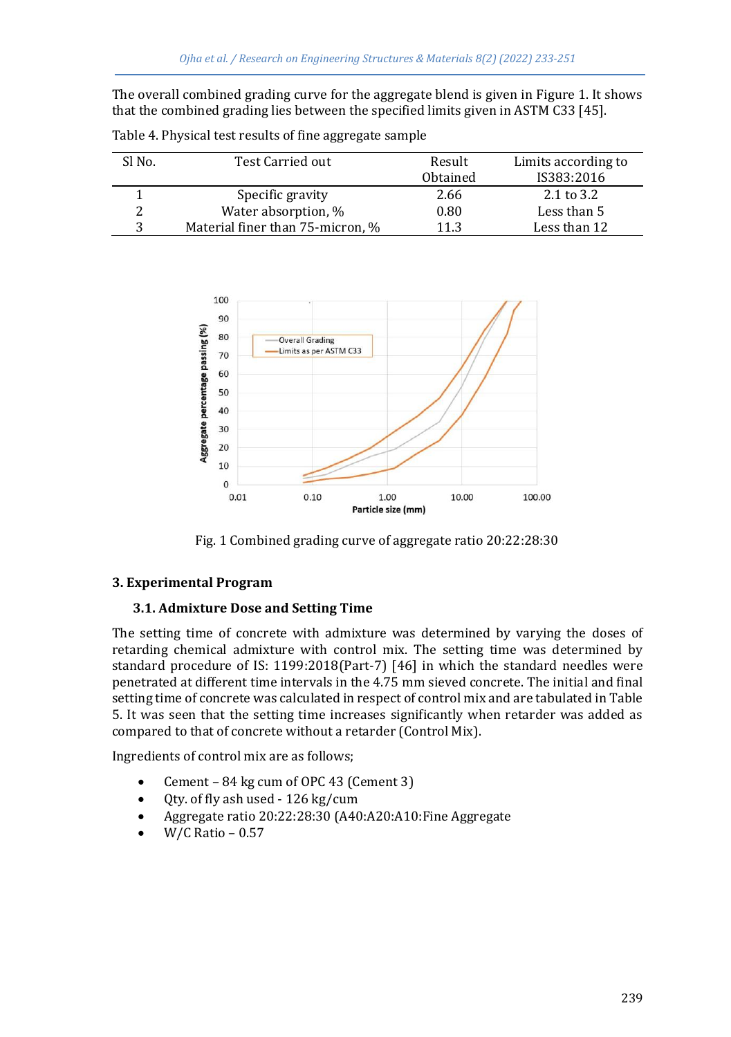The overall combined grading curve for the aggregate blend is given in Figure 1. It shows that the combined grading lies between the specified limits given in ASTM C33 [45].

Table 4. Physical test results of fine aggregate sample

| Sl No. | Test Carried out | Result Obtained | Limits according to IS383:2016 |
|---|---|---|---|
| 1 | Specific gravity | 2.66 | 2.1 to 3.2 |
| 2 | Water absorption, % | 0.80 | Less than 5 |
| 3 | Material finer than 75-micron, % | 11.3 | Less than 12 |

Fig. 1 Combined grading curve of aggregate ratio 20:22:28:30

## 3. Experimental Program

### 3.1. Admixture Dose and Setting Time

The setting time of concrete with admixture was determined by varying the doses of retarding chemical admixture with control mix. The setting time was determined by standard procedure of IS: 1199:2018(Part-7) [46] in which the standard needles were penetrated at different time intervals in the 4.75 mm sieved concrete. The initial and final setting time of concrete was calculated in respect of control mix and are tabulated in Table 5. It was seen that the setting time increases significantly when retarder was added as compared to that of concrete without a retarder (Control Mix).

Ingredients of control mix are as follows;

- Cement – 84 kg cum of OPC 43 (Cement 3)
- Qty. of fly ash used - 126 kg/cum
- Aggregate ratio 20:22:28:30 (A40:A20:A10:Fine Aggregate
- W/C Ratio – 0.57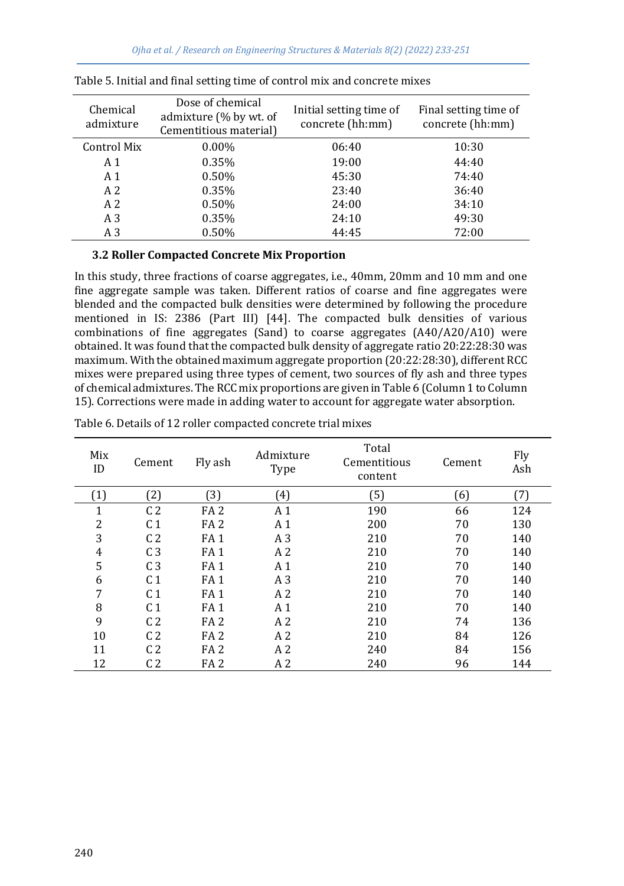Table 5. Initial and final setting time of control mix and concrete mixes

| Chemical admixture | Dose of chemical admixture (% by wt. of Cementitious material) | Initial setting time of concrete (hh:mm) | Final setting time of concrete (hh:mm) |
|---|---|---|---|
| Control Mix | 0.00% | 06:40 | 10:30 |
| A 1 | 0.35% | 19:00 | 44:40 |
| A 1 | 0.50% | 45:30 | 74:40 |
| A 2 | 0.35% | 23:40 | 36:40 |
| A 2 | 0.50% | 24:00 | 34:10 |
| A 3 | 0.35% | 24:10 | 49:30 |
| A 3 | 0.50% | 44:45 | 72:00 |

### 3.2 Roller Compacted Concrete Mix Proportion

In this study, three fractions of coarse aggregates, i.e., 40mm, 20mm and 10 mm and one fine aggregate sample was taken. Different ratios of coarse and fine aggregates were blended and the compacted bulk densities were determined by following the procedure mentioned in IS: 2386 (Part III) [44]. The compacted bulk densities of various combinations of fine aggregates (Sand) to coarse aggregates (A40/A20/A10) were obtained. It was found that the compacted bulk density of aggregate ratio 20:22:28:30 was maximum. With the obtained maximum aggregate proportion (20:22:28:30), different RCC mixes were prepared using three types of cement, two sources of fly ash and three types of chemical admixtures. The RCC mix proportions are given in Table 6 (Column 1 to Column 15). Corrections were made in adding water to account for aggregate water absorption.

Table 6. Details of 12 roller compacted concrete trial mixes

| Mix ID | Cement | Fly ash | Admixture Type | Total Cementitious content | Cement | Fly Ash |
|---|---|---|---|---|---|---|
| (1) | (2) | (3) | (4) | (5) | (6) | (7) |
| 1 | C 2 | FA 2 | A 1 | 190 | 66 | 124 |
| 2 | C 1 | FA 2 | A 1 | 200 | 70 | 130 |
| 3 | C 2 | FA 1 | A 3 | 210 | 70 | 140 |
| 4 | C 3 | FA 1 | A 2 | 210 | 70 | 140 |
| 5 | C 3 | FA 1 | A 1 | 210 | 70 | 140 |
| 6 | C 1 | FA 1 | A 3 | 210 | 70 | 140 |
| 7 | C 1 | FA 1 | A 2 | 210 | 70 | 140 |
| 8 | C 1 | FA 1 | A 1 | 210 | 70 | 140 |
| 9 | C 2 | FA 2 | A 2 | 210 | 74 | 136 |
| 10 | C 2 | FA 2 | A 2 | 210 | 84 | 126 |
| 11 | C 2 | FA 2 | A 2 | 240 | 84 | 156 |
| 12 | C 2 | FA 2 | A 2 | 240 | 96 | 144 |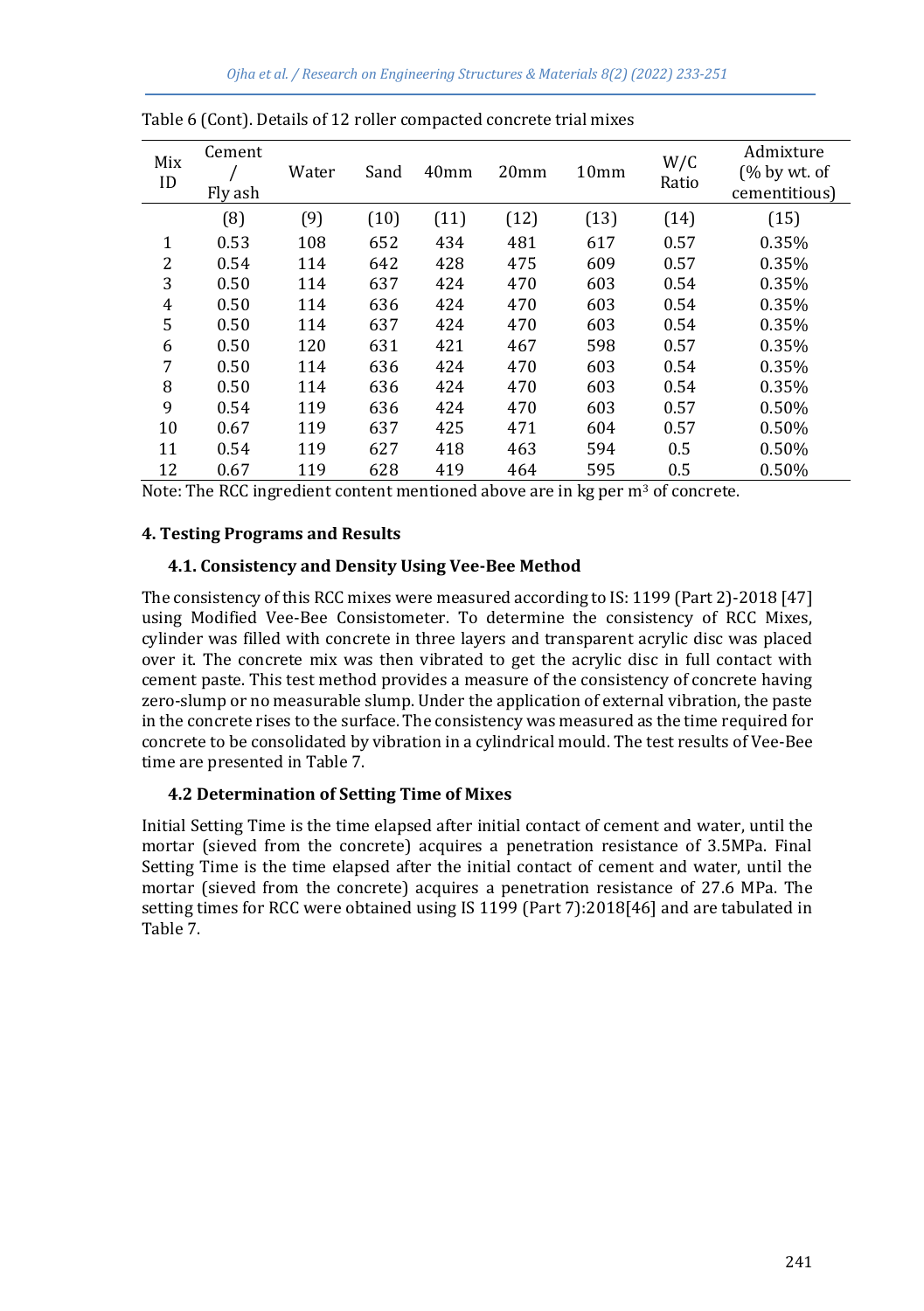Table 6 (Cont). Details of 12 roller compacted concrete trial mixes

| Mix ID | Cement / Fly ash | Water | Sand | 40mm | 20mm | 10mm | W/C Ratio | Admixture (% by wt. of cementitious) |
|---|---|---|---|---|---|---|---|---|
| | (8) | (9) | (10) | (11) | (12) | (13) | (14) | (15) |
| 1 | 0.53 | 108 | 652 | 434 | 481 | 617 | 0.57 | 0.35% |
| 2 | 0.54 | 114 | 642 | 428 | 475 | 609 | 0.57 | 0.35% |
| 3 | 0.50 | 114 | 637 | 424 | 470 | 603 | 0.54 | 0.35% |
| 4 | 0.50 | 114 | 636 | 424 | 470 | 603 | 0.54 | 0.35% |
| 5 | 0.50 | 114 | 637 | 424 | 470 | 603 | 0.54 | 0.35% |
| 6 | 0.50 | 120 | 631 | 421 | 467 | 598 | 0.57 | 0.35% |
| 7 | 0.50 | 114 | 636 | 424 | 470 | 603 | 0.54 | 0.35% |
| 8 | 0.50 | 114 | 636 | 424 | 470 | 603 | 0.54 | 0.35% |
| 9 | 0.54 | 119 | 636 | 424 | 470 | 603 | 0.57 | 0.50% |
| 10 | 0.67 | 119 | 637 | 425 | 471 | 604 | 0.57 | 0.50% |
| 11 | 0.54 | 119 | 627 | 418 | 463 | 594 | 0.5 | 0.50% |
| 12 | 0.67 | 119 | 628 | 419 | 464 | 595 | 0.5 | 0.50% |

Note: The RCC ingredient content mentioned above are in kg per $m^3$ of concrete.

## 4. Testing Programs and Results

### 4.1. Consistency and Density Using Vee-Bee Method

The consistency of this RCC mixes were measured according to IS: 1199 (Part 2)-2018 [47] using Modified Vee-Bee Consistometer. To determine the consistency of RCC Mixes, cylinder was filled with concrete in three layers and transparent acrylic disc was placed over it. The concrete mix was then vibrated to get the acrylic disc in full contact with cement paste. This test method provides a measure of the consistency of concrete having zero-slump or no measurable slump. Under the application of external vibration, the paste in the concrete rises to the surface. The consistency was measured as the time required for concrete to be consolidated by vibration in a cylindrical mould. The test results of Vee-Bee time are presented in Table 7.

### 4.2 Determination of Setting Time of Mixes

Initial Setting Time is the time elapsed after initial contact of cement and water, until the mortar (sieved from the concrete) acquires a penetration resistance of 3.5MPa. Final Setting Time is the time elapsed after the initial contact of cement and water, until the mortar (sieved from the concrete) acquires a penetration resistance of 27.6 MPa. The setting times for RCC were obtained using IS 1199 (Part 7):2018[46] and are tabulated in Table 7.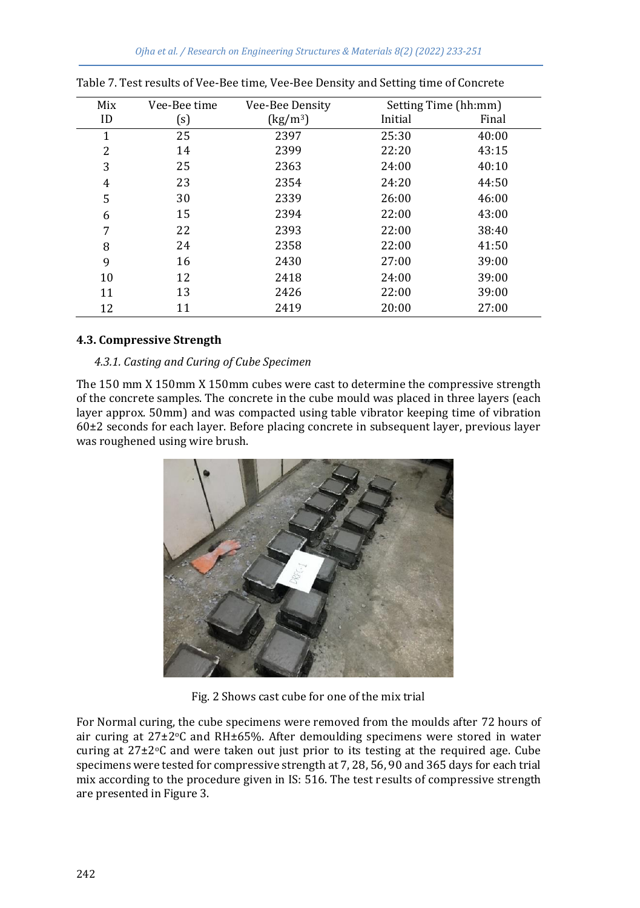Table 7. Test results of Vee-Bee time, Vee-Bee Density and Setting time of Concrete

| Mix ID | Vee-Bee time (s) | Vee-Bee Density (kg/m³) | Setting Time (hh:mm) | |
|---|---|---|---|---|
| | | | Initial | Final |
| 1 | 25 | 2397 | 25:30 | 40:00 |
| 2 | 14 | 2399 | 22:20 | 43:15 |
| 3 | 25 | 2363 | 24:00 | 40:10 |
| 4 | 23 | 2354 | 24:20 | 44:50 |
| 5 | 30 | 2339 | 26:00 | 46:00 |
| 6 | 15 | 2394 | 22:00 | 43:00 |
| 7 | 22 | 2393 | 22:00 | 38:40 |
| 8 | 24 | 2358 | 22:00 | 41:50 |
| 9 | 16 | 2430 | 27:00 | 39:00 |
| 10 | 12 | 2418 | 24:00 | 39:00 |
| 11 | 13 | 2426 | 22:00 | 39:00 |
| 12 | 11 | 2419 | 20:00 | 27:00 |

### 4.3. Compressive Strength

#### *4.3.1. Casting and Curing of Cube Specimen*

The 150 mm X 150mm X 150mm cubes were cast to determine the compressive strength of the concrete samples. The concrete in the cube mould was placed in three layers (each layer approx. 50mm) and was compacted using table vibrator keeping time of vibration 60±2 seconds for each layer. Before placing concrete in subsequent layer, previous layer was roughened using wire brush.

Fig. 2 Shows cast cube for one of the mix trial

For Normal curing, the cube specimens were removed from the moulds after 72 hours of air curing at 27±2°C and RH±65%. After demoulding specimens were stored in water curing at 27±2°C and were taken out just prior to its testing at the required age. Cube specimens were tested for compressive strength at 7, 28, 56, 90 and 365 days for each trial mix according to the procedure given in IS: 516. The test results of compressive strength are presented in Figure 3.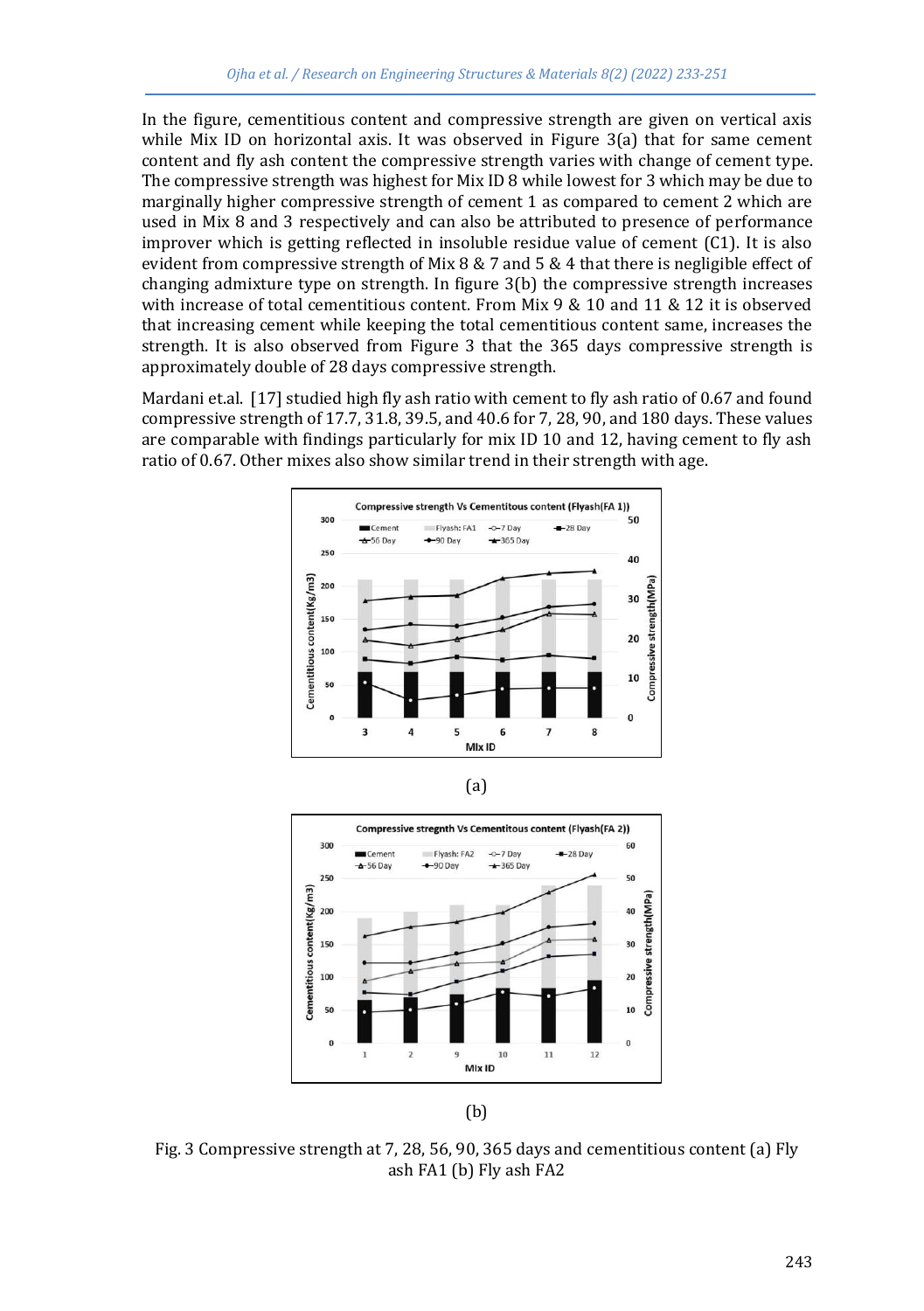In the figure, cementitious content and compressive strength are given on vertical axis while Mix ID on horizontal axis. It was observed in Figure 3(a) that for same cement content and fly ash content the compressive strength varies with change of cement type. The compressive strength was highest for Mix ID 8 while lowest for 3 which may be due to marginally higher compressive strength of cement 1 as compared to cement 2 which are used in Mix 8 and 3 respectively and can also be attributed to presence of performance improver which is getting reflected in insoluble residue value of cement (C1). It is also evident from compressive strength of Mix 8 & 7 and 5 & 4 that there is negligible effect of changing admixture type on strength. In figure 3(b) the compressive strength increases with increase of total cementitious content. From Mix 9 & 10 and 11 & 12 it is observed that increasing cement while keeping the total cementitious content same, increases the strength. It is also observed from Figure 3 that the 365 days compressive strength is approximately double of 28 days compressive strength.

Mardani et.al. [17] studied high fly ash ratio with cement to fly ash ratio of 0.67 and found compressive strength of 17.7, 31.8, 39.5, and 40.6 for 7, 28, 90, and 180 days. These values are comparable with findings particularly for mix ID 10 and 12, having cement to fly ash ratio of 0.67. Other mixes also show similar trend in their strength with age.

(a)

(b)

Fig. 3 Compressive strength at 7, 28, 56, 90, 365 days and cementitious content (a) Fly ash FA1 (b) Fly ash FA2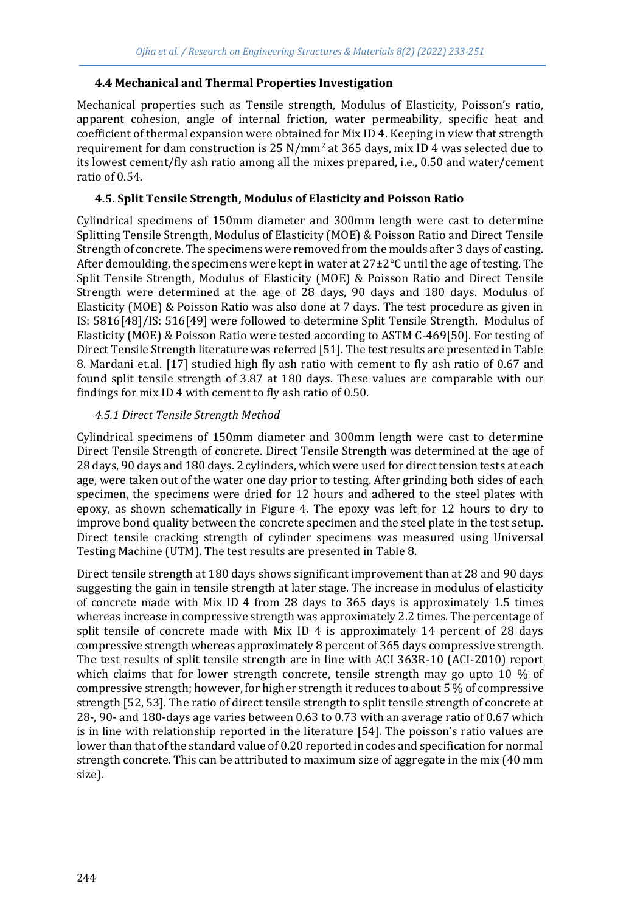### 4.4 Mechanical and Thermal Properties Investigation

Mechanical properties such as Tensile strength, Modulus of Elasticity, Poisson's ratio, apparent cohesion, angle of internal friction, water permeability, specific heat and coefficient of thermal expansion were obtained for Mix ID 4. Keeping in view that strength requirement for dam construction is 25 $N/mm^2$ at 365 days, mix ID 4 was selected due to its lowest cement/fly ash ratio among all the mixes prepared, i.e., 0.50 and water/cement ratio of 0.54.

### 4.5. Split Tensile Strength, Modulus of Elasticity and Poisson Ratio

Cylindrical specimens of 150mm diameter and 300mm length were cast to determine Splitting Tensile Strength, Modulus of Elasticity (MOE) & Poisson Ratio and Direct Tensile Strength of concrete. The specimens were removed from the moulds after 3 days of casting. After demoulding, the specimens were kept in water at 27±2°C until the age of testing. The Split Tensile Strength, Modulus of Elasticity (MOE) & Poisson Ratio and Direct Tensile Strength were determined at the age of 28 days, 90 days and 180 days. Modulus of Elasticity (MOE) & Poisson Ratio was also done at 7 days. The test procedure as given in IS: 5816[48]/IS: 516[49] were followed to determine Split Tensile Strength. Modulus of Elasticity (MOE) & Poisson Ratio were tested according to ASTM C-469[50]. For testing of Direct Tensile Strength literature was referred [51]. The test results are presented in Table 8. Mardani et.al. [17] studied high fly ash ratio with cement to fly ash ratio of 0.67 and found split tensile strength of 3.87 at 180 days. These values are comparable with our findings for mix ID 4 with cement to fly ash ratio of 0.50.

#### *4.5.1 Direct Tensile Strength Method*

Cylindrical specimens of 150mm diameter and 300mm length were cast to determine Direct Tensile Strength of concrete. Direct Tensile Strength was determined at the age of 28 days, 90 days and 180 days. 2 cylinders, which were used for direct tension tests at each age, were taken out of the water one day prior to testing. After grinding both sides of each specimen, the specimens were dried for 12 hours and adhered to the steel plates with epoxy, as shown schematically in Figure 4. The epoxy was left for 12 hours to dry to improve bond quality between the concrete specimen and the steel plate in the test setup. Direct tensile cracking strength of cylinder specimens was measured using Universal Testing Machine (UTM). The test results are presented in Table 8.

Direct tensile strength at 180 days shows significant improvement than at 28 and 90 days suggesting the gain in tensile strength at later stage. The increase in modulus of elasticity of concrete made with Mix ID 4 from 28 days to 365 days is approximately 1.5 times whereas increase in compressive strength was approximately 2.2 times. The percentage of split tensile of concrete made with Mix ID 4 is approximately 14 percent of 28 days compressive strength whereas approximately 8 percent of 365 days compressive strength. The test results of split tensile strength are in line with ACI 363R-10 (ACI-2010) report which claims that for lower strength concrete, tensile strength may go upto 10 % of compressive strength; however, for higher strength it reduces to about 5 % of compressive strength [52, 53]. The ratio of direct tensile strength to split tensile strength of concrete at 28-, 90- and 180-days age varies between 0.63 to 0.73 with an average ratio of 0.67 which is in line with relationship reported in the literature [54]. The poisson's ratio values are lower than that of the standard value of 0.20 reported in codes and specification for normal strength concrete. This can be attributed to maximum size of aggregate in the mix (40 mm size).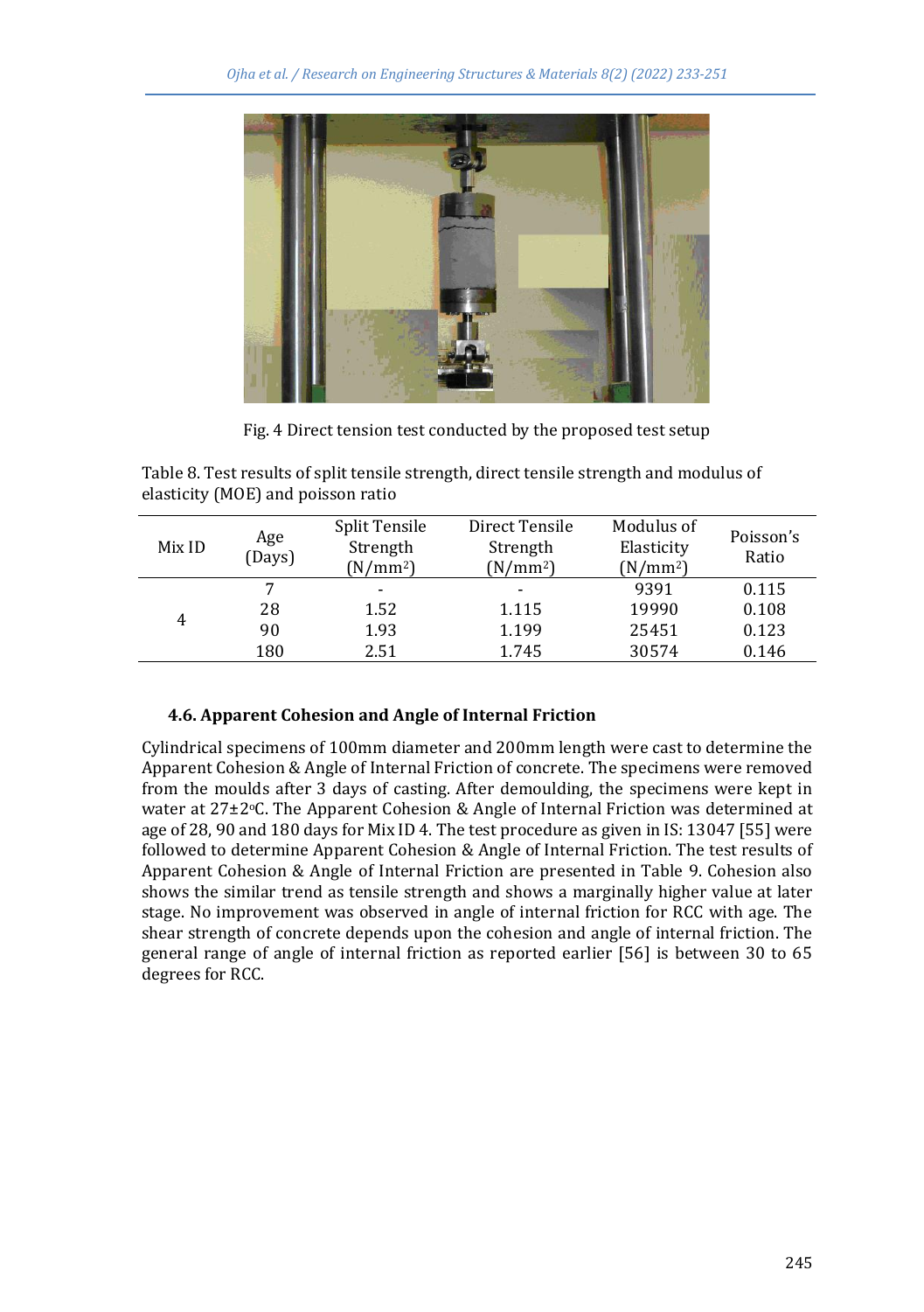Fig. 4 Direct tension test conducted by the proposed test setup

Table 8. Test results of split tensile strength, direct tensile strength and modulus of elasticity (MOE) and poisson ratio

| Mix ID | Age (Days) | Split Tensile Strength ($N/mm^2$) | Direct Tensile Strength ($N/mm^2$) | Modulus of Elasticity ($N/mm^2$) | Poisson's Ratio |
|---|---|---|---|---|---|
| 4 | 7 | - | - | 9391 | 0.115 |
| | 28 | 1.52 | 1.115 | 19990 | 0.108 |
| | 90 | 1.93 | 1.199 | 25451 | 0.123 |
| | 180 | 2.51 | 1.745 | 30574 | 0.146 |

### 4.6. Apparent Cohesion and Angle of Internal Friction

Cylindrical specimens of 100mm diameter and 200mm length were cast to determine the Apparent Cohesion & Angle of Internal Friction of concrete. The specimens were removed from the moulds after 3 days of casting. After demoulding, the specimens were kept in water at 27±2°C. The Apparent Cohesion & Angle of Internal Friction was determined at age of 28, 90 and 180 days for Mix ID 4. The test procedure as given in IS: 13047 [55] were followed to determine Apparent Cohesion & Angle of Internal Friction. The test results of Apparent Cohesion & Angle of Internal Friction are presented in Table 9. Cohesion also shows the similar trend as tensile strength and shows a marginally higher value at later stage. No improvement was observed in angle of internal friction for RCC with age. The shear strength of concrete depends upon the cohesion and angle of internal friction. The general range of angle of internal friction as reported earlier [56] is between 30 to 65 degrees for RCC.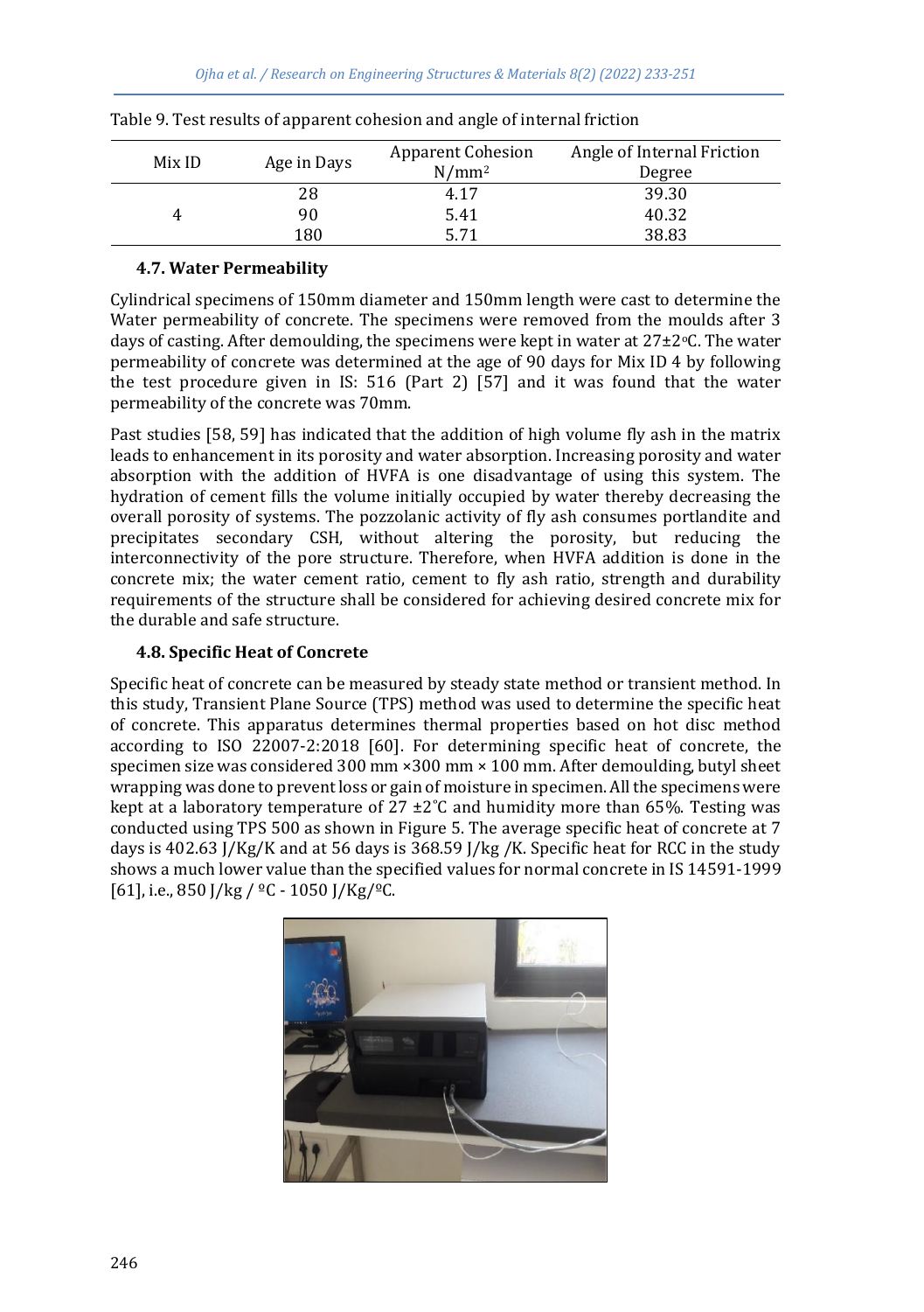Table 9. Test results of apparent cohesion and angle of internal friction

| Mix ID | Age in Days | Apparent Cohesion $N/mm^2$ | Angle of Internal Friction Degree |
|---|---|---|---|
| 4 | 28 | 4.17 | 39.30 |
| | 90 | 5.41 | 40.32 |
| | 180 | 5.71 | 38.83 |

### 4.7. Water Permeability

Cylindrical specimens of 150mm diameter and 150mm length were cast to determine the Water permeability of concrete. The specimens were removed from the moulds after 3 days of casting. After demoulding, the specimens were kept in water at 27±2°C. The water permeability of concrete was determined at the age of 90 days for Mix ID 4 by following the test procedure given in IS: 516 (Part 2) [57] and it was found that the water permeability of the concrete was 70mm.

Past studies [58, 59] has indicated that the addition of high volume fly ash in the matrix leads to enhancement in its porosity and water absorption. Increasing porosity and water absorption with the addition of HVFA is one disadvantage of using this system. The hydration of cement fills the volume initially occupied by water thereby decreasing the overall porosity of systems. The pozzolanic activity of fly ash consumes portlandite and precipitates secondary CSH, without altering the porosity, but reducing the interconnectivity of the pore structure. Therefore, when HVFA addition is done in the concrete mix; the water cement ratio, cement to fly ash ratio, strength and durability requirements of the structure shall be considered for achieving desired concrete mix for the durable and safe structure.

### 4.8. Specific Heat of Concrete

Specific heat of concrete can be measured by steady state method or transient method. In this study, Transient Plane Source (TPS) method was used to determine the specific heat of concrete. This apparatus determines thermal properties based on hot disc method according to ISO 22007-2:2018 [60]. For determining specific heat of concrete, the specimen size was considered 300 mm ×300 mm × 100 mm. After demoulding, butyl sheet wrapping was done to prevent loss or gain of moisture in specimen. All the specimens were kept at a laboratory temperature of 27 ±2˚C and humidity more than 65%. Testing was conducted using TPS 500 as shown in Figure 5. The average specific heat of concrete at 7 days is 402.63 J/Kg/K and at 56 days is 368.59 J/kg /K. Specific heat for RCC in the study shows a much lower value than the specified values for normal concrete in IS 14591-1999 [61], i.e., 850 J/kg / ºC - 1050 J/Kg/ºC.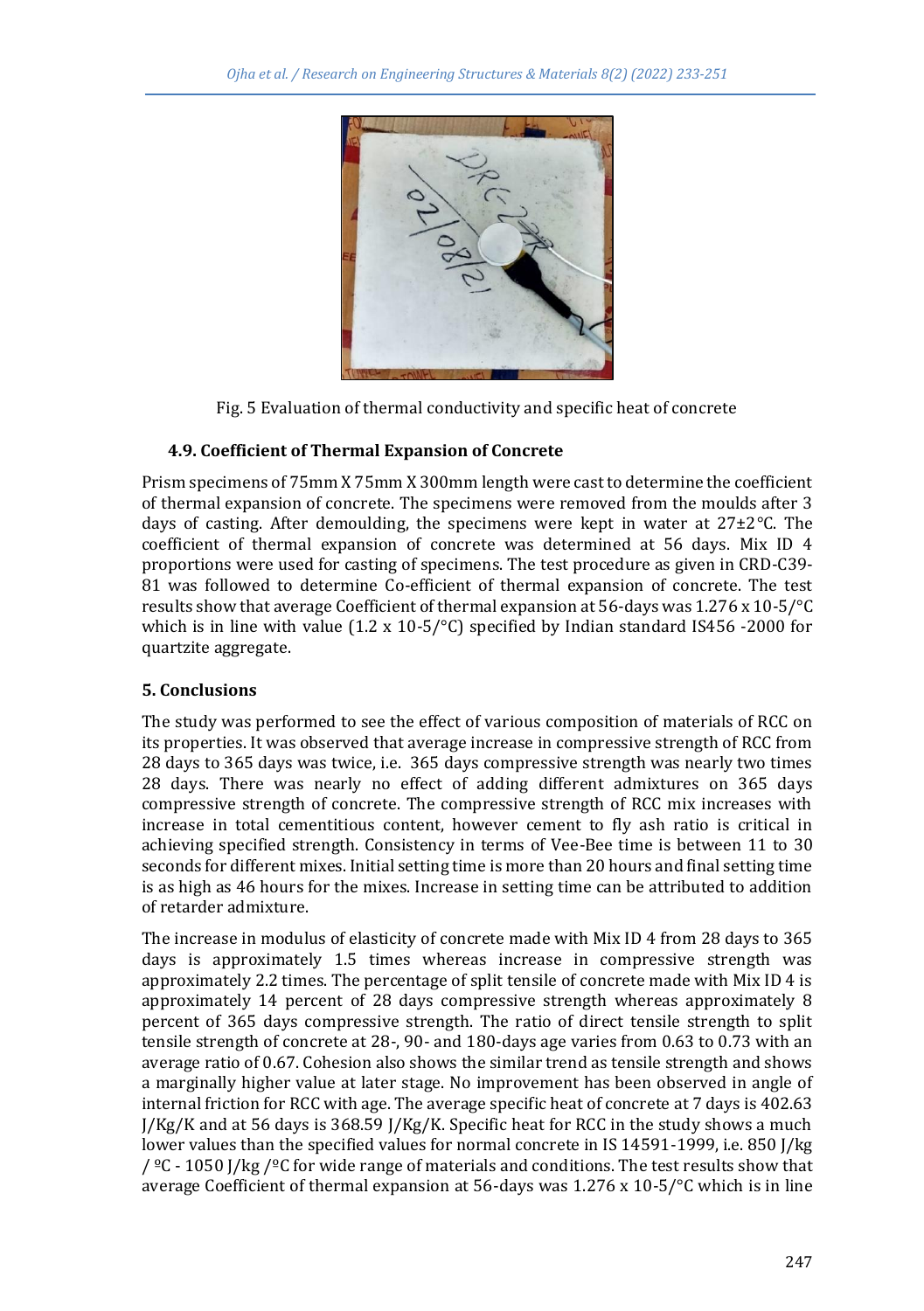Fig. 5 Evaluation of thermal conductivity and specific heat of concrete

### 4.9. Coefficient of Thermal Expansion of Concrete

Prism specimens of 75mm X 75mm X 300mm length were cast to determine the coefficient of thermal expansion of concrete. The specimens were removed from the moulds after 3 days of casting. After demoulding, the specimens were kept in water at 27±2°C. The coefficient of thermal expansion of concrete was determined at 56 days. Mix ID 4 proportions were used for casting of specimens. The test procedure as given in CRD-C39-81 was followed to determine Co-efficient of thermal expansion of concrete. The test results show that average Coefficient of thermal expansion at 56-days was 1.276 x 10-5/°C which is in line with value (1.2 x 10-5/°C) specified by Indian standard IS456 -2000 for quartzite aggregate.

## 5. Conclusions

The study was performed to see the effect of various composition of materials of RCC on its properties. It was observed that average increase in compressive strength of RCC from 28 days to 365 days was twice, i.e. 365 days compressive strength was nearly two times 28 days. There was nearly no effect of adding different admixtures on 365 days compressive strength of concrete. The compressive strength of RCC mix increases with increase in total cementitious content, however cement to fly ash ratio is critical in achieving specified strength. Consistency in terms of Vee-Bee time is between 11 to 30 seconds for different mixes. Initial setting time is more than 20 hours and final setting time is as high as 46 hours for the mixes. Increase in setting time can be attributed to addition of retarder admixture.

The increase in modulus of elasticity of concrete made with Mix ID 4 from 28 days to 365 days is approximately 1.5 times whereas increase in compressive strength was approximately 2.2 times. The percentage of split tensile of concrete made with Mix ID 4 is approximately 14 percent of 28 days compressive strength whereas approximately 8 percent of 365 days compressive strength. The ratio of direct tensile strength to split tensile strength of concrete at 28-, 90- and 180-days age varies from 0.63 to 0.73 with an average ratio of 0.67. Cohesion also shows the similar trend as tensile strength and shows a marginally higher value at later stage. No improvement has been observed in angle of internal friction for RCC with age. The average specific heat of concrete at 7 days is 402.63 J/Kg/K and at 56 days is 368.59 J/Kg/K. Specific heat for RCC in the study shows a much lower values than the specified values for normal concrete in IS 14591-1999, i.e. 850 J/kg / ºC - 1050 J/kg /ºC for wide range of materials and conditions. The test results show that average Coefficient of thermal expansion at 56-days was 1.276 x 10-5/°C which is in line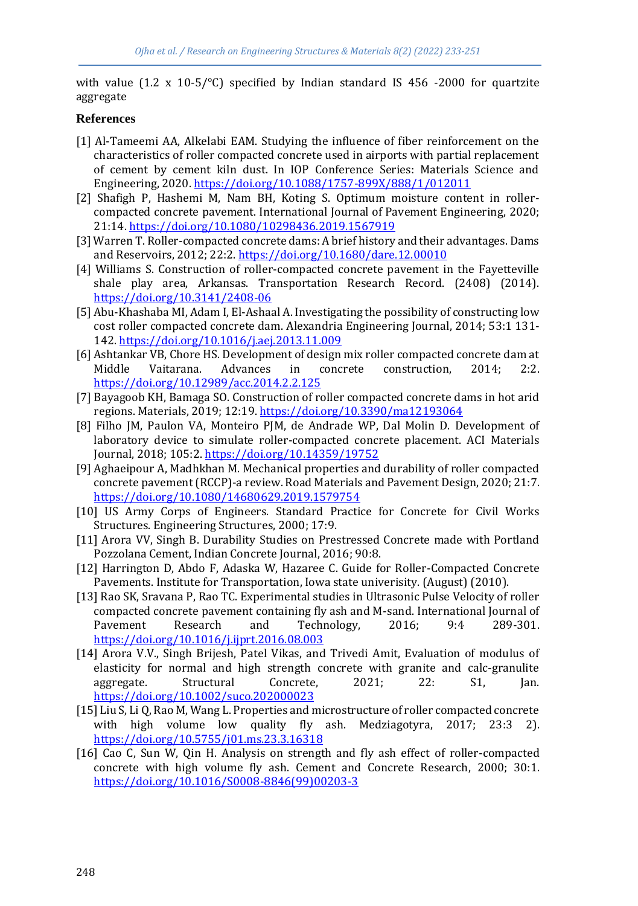with value (1.2 x 10-5/°C) specified by Indian standard IS 456 -2000 for quartzite aggregate

## References

[1] Al-Tameemi AA, Alkelabi EAM. Studying the influence of fiber reinforcement on the characteristics of roller compacted concrete used in airports with partial replacement of cement by cement kiln dust. In IOP Conference Series: Materials Science and Engineering, 2020. https://doi.org/10.1088/1757-899X/888/1/012011

[2] Shafigh P, Hashemi M, Nam BH, Koting S. Optimum moisture content in roller-compacted concrete pavement. International Journal of Pavement Engineering, 2020; 21:14. https://doi.org/10.1080/10298436.2019.1567919

[3] Warren T. Roller-compacted concrete dams: A brief history and their advantages. Dams and Reservoirs, 2012; 22:2. https://doi.org/10.1680/dare.12.00010

[4] Williams S. Construction of roller-compacted concrete pavement in the Fayetteville shale play area, Arkansas. Transportation Research Record. (2408) (2014). https://doi.org/10.3141/2408-06

[5] Abu-Khashaba MI, Adam I, El-Ashaal A. Investigating the possibility of constructing low cost roller compacted concrete dam. Alexandria Engineering Journal, 2014; 53:1 131-142. https://doi.org/10.1016/j.aej.2013.11.009

[6] Ashtankar VB, Chore HS. Development of design mix roller compacted concrete dam at Middle Vaitarana. Advances in concrete construction, 2014; 2:2. https://doi.org/10.12989/acc.2014.2.2.125

[7] Bayagoob KH, Bamaga SO. Construction of roller compacted concrete dams in hot arid regions. Materials, 2019; 12:19. https://doi.org/10.3390/ma12193064

[8] Filho JM, Paulon VA, Monteiro PJM, de Andrade WP, Dal Molin D. Development of laboratory device to simulate roller-compacted concrete placement. ACI Materials Journal, 2018; 105:2. https://doi.org/10.14359/19752

[9] Aghaeipour A, Madhkhan M. Mechanical properties and durability of roller compacted concrete pavement (RCCP)-a review. Road Materials and Pavement Design, 2020; 21:7. https://doi.org/10.1080/14680629.2019.1579754

[10] US Army Corps of Engineers. Standard Practice for Concrete for Civil Works Structures. Engineering Structures, 2000; 17:9.

[11] Arora VV, Singh B. Durability Studies on Prestressed Concrete made with Portland Pozzolana Cement, Indian Concrete Journal, 2016; 90:8.

[12] Harrington D, Abdo F, Adaska W, Hazaree C. Guide for Roller-Compacted Concrete Pavements. Institute for Transportation, Iowa state univerisity. (August) (2010).

[13] Rao SK, Sravana P, Rao TC. Experimental studies in Ultrasonic Pulse Velocity of roller compacted concrete pavement containing fly ash and M-sand. International Journal of Pavement Research and Technology, 2016; 9:4 289-301. https://doi.org/10.1016/j.ijprt.2016.08.003

[14] Arora V.V., Singh Brijesh, Patel Vikas, and Trivedi Amit, Evaluation of modulus of elasticity for normal and high strength concrete with granite and calc-granulite aggregate. Structural Concrete, 2021; 22: S1, Jan. https://doi.org/10.1002/suco.202000023

[15] Liu S, Li Q, Rao M, Wang L. Properties and microstructure of roller compacted concrete with high volume low quality fly ash. Medziagotyra, 2017; 23:3 2). https://doi.org/10.5755/j01.ms.23.3.16318

[16] Cao C, Sun W, Qin H. Analysis on strength and fly ash effect of roller-compacted concrete with high volume fly ash. Cement and Concrete Research, 2000; 30:1. https://doi.org/10.1016/S0008-8846(99)00203-3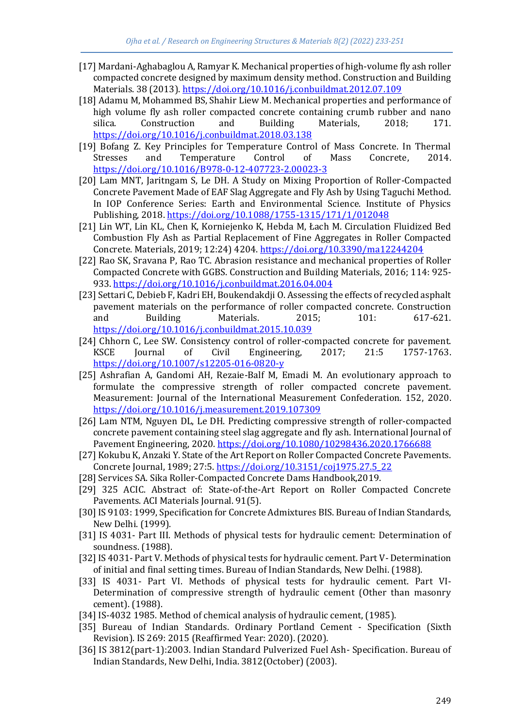[17] Mardani-Aghabaglou A, Ramyar K. Mechanical properties of high-volume fly ash roller compacted concrete designed by maximum density method. Construction and Building Materials. 38 (2013). https://doi.org/10.1016/j.conbuildmat.2012.07.109

[18] Adamu M, Mohammed BS, Shahir Liew M. Mechanical properties and performance of high volume fly ash roller compacted concrete containing crumb rubber and nano silica. Construction and Building Materials, 2018; 171. https://doi.org/10.1016/j.conbuildmat.2018.03.138

[19] Bofang Z. Key Principles for Temperature Control of Mass Concrete. In Thermal Stresses and Temperature Control of Mass Concrete, 2014. https://doi.org/10.1016/B978-0-12-407723-2.00023-3

[20] Lam MNT, Jaritngam S, Le DH. A Study on Mixing Proportion of Roller-Compacted Concrete Pavement Made of EAF Slag Aggregate and Fly Ash by Using Taguchi Method. In IOP Conference Series: Earth and Environmental Science. Institute of Physics Publishing, 2018. https://doi.org/10.1088/1755-1315/171/1/012048

[21] Lin WT, Lin KL, Chen K, Korniejenko K, Hebda M, Łach M. Circulation Fluidized Bed Combustion Fly Ash as Partial Replacement of Fine Aggregates in Roller Compacted Concrete. Materials, 2019; 12:24) 4204. https://doi.org/10.3390/ma12244204

[22] Rao SK, Sravana P, Rao TC. Abrasion resistance and mechanical properties of Roller Compacted Concrete with GGBS. Construction and Building Materials, 2016; 114: 925-933. https://doi.org/10.1016/j.conbuildmat.2016.04.004

[23] Settari C, Debieb F, Kadri EH, Boukendakdji O. Assessing the effects of recycled asphalt pavement materials on the performance of roller compacted concrete. Construction and Building Materials. 2015; 101: 617-621. https://doi.org/10.1016/j.conbuildmat.2015.10.039

[24] Chhorn C, Lee SW. Consistency control of roller-compacted concrete for pavement. KSCE Journal of Civil Engineering, 2017; 21:5 1757-1763. https://doi.org/10.1007/s12205-016-0820-y

[25] Ashrafian A, Gandomi AH, Rezaie-Balf M, Emadi M. An evolutionary approach to formulate the compressive strength of roller compacted concrete pavement. Measurement: Journal of the International Measurement Confederation. 152, 2020. https://doi.org/10.1016/j.measurement.2019.107309

[26] Lam NTM, Nguyen DL, Le DH. Predicting compressive strength of roller-compacted concrete pavement containing steel slag aggregate and fly ash. International Journal of Pavement Engineering, 2020. https://doi.org/10.1080/10298436.2020.1766688

[27] Kokubu K, Anzaki Y. State of the Art Report on Roller Compacted Concrete Pavements. Concrete Journal, 1989; 27:5. https://doi.org/10.3151/coj1975.27.5_22

[28] Services SA. Sika Roller-Compacted Concrete Dams Handbook,2019.

[29] 325 ACIC. Abstract of: State-of-the-Art Report on Roller Compacted Concrete Pavements. ACI Materials Journal. 91(5).

[30] IS 9103: 1999, Specification for Concrete Admixtures BIS. Bureau of Indian Standards, New Delhi. (1999).

[31] IS 4031- Part III. Methods of physical tests for hydraulic cement: Determination of soundness. (1988).

[32] IS 4031- Part V. Methods of physical tests for hydraulic cement. Part V- Determination of initial and final setting times. Bureau of Indian Standards, New Delhi. (1988).

[33] IS 4031- Part VI. Methods of physical tests for hydraulic cement. Part VI- Determination of compressive strength of hydraulic cement (Other than masonry cement). (1988).

[34] IS-4032 1985. Method of chemical analysis of hydraulic cement, (1985).

[35] Bureau of Indian Standards. Ordinary Portland Cement - Specification (Sixth Revision). IS 269: 2015 (Reaffirmed Year: 2020). (2020).

[36] IS 3812(part-1):2003. Indian Standard Pulverized Fuel Ash- Specification. Bureau of Indian Standards, New Delhi, India. 3812(October) (2003).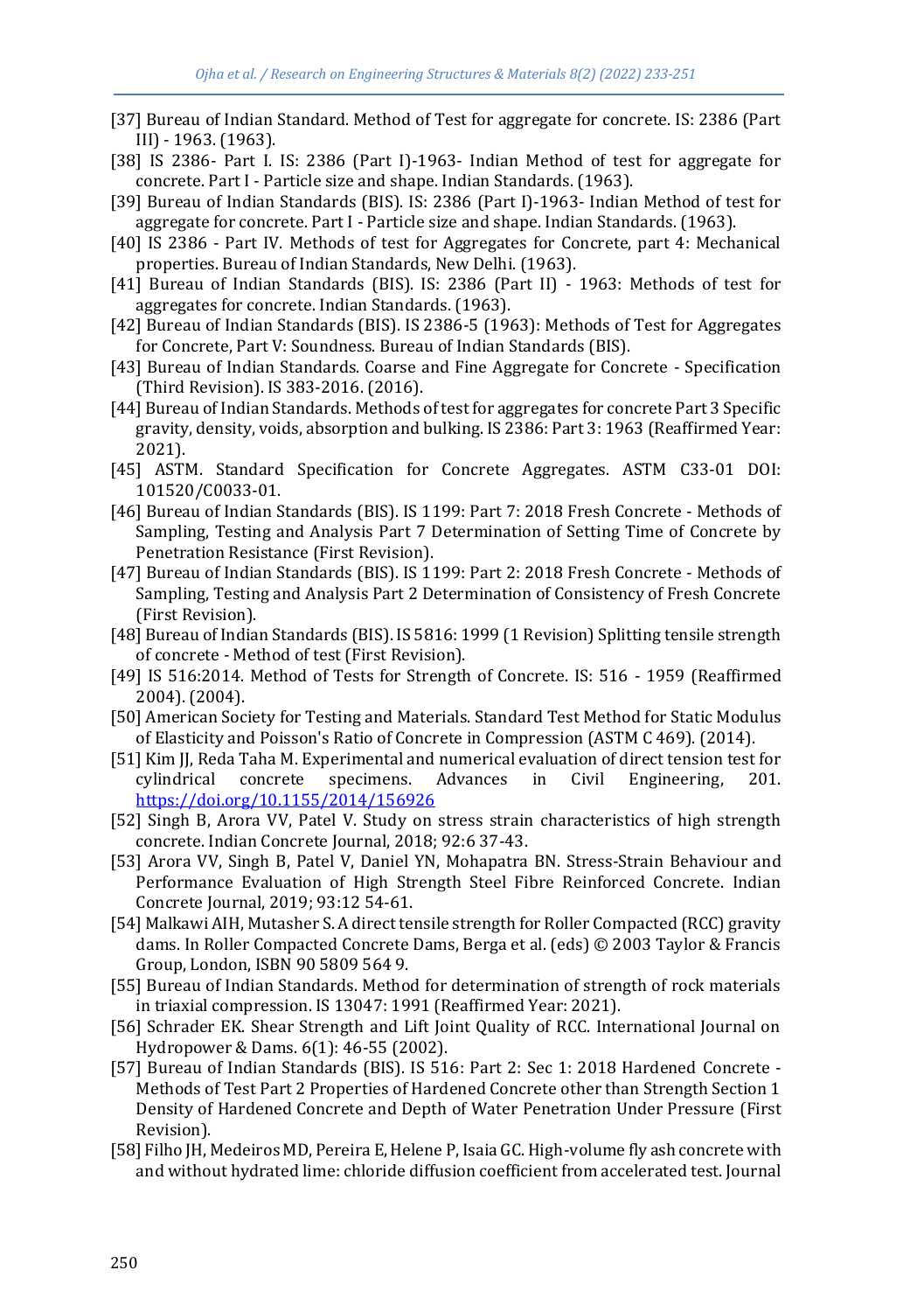[37] Bureau of Indian Standard. Method of Test for aggregate for concrete. IS: 2386 (Part III) - 1963. (1963).

[38] IS 2386- Part I. IS: 2386 (Part I)-1963- Indian Method of test for aggregate for concrete. Part I - Particle size and shape. Indian Standards. (1963).

[39] Bureau of Indian Standards (BIS). IS: 2386 (Part I)-1963- Indian Method of test for aggregate for concrete. Part I - Particle size and shape. Indian Standards. (1963).

[40] IS 2386 - Part IV. Methods of test for Aggregates for Concrete, part 4: Mechanical properties. Bureau of Indian Standards, New Delhi. (1963).

[41] Bureau of Indian Standards (BIS). IS: 2386 (Part II) - 1963: Methods of test for aggregates for concrete. Indian Standards. (1963).

[42] Bureau of Indian Standards (BIS). IS 2386-5 (1963): Methods of Test for Aggregates for Concrete, Part V: Soundness. Bureau of Indian Standards (BIS).

[43] Bureau of Indian Standards. Coarse and Fine Aggregate for Concrete - Specification (Third Revision). IS 383-2016. (2016).

[44] Bureau of Indian Standards. Methods of test for aggregates for concrete Part 3 Specific gravity, density, voids, absorption and bulking. IS 2386: Part 3: 1963 (Reaffirmed Year: 2021).

[45] ASTM. Standard Specification for Concrete Aggregates. ASTM C33-01 DOI: 101520/C0033-01.

[46] Bureau of Indian Standards (BIS). IS 1199: Part 7: 2018 Fresh Concrete - Methods of Sampling, Testing and Analysis Part 7 Determination of Setting Time of Concrete by Penetration Resistance (First Revision).

[47] Bureau of Indian Standards (BIS). IS 1199: Part 2: 2018 Fresh Concrete - Methods of Sampling, Testing and Analysis Part 2 Determination of Consistency of Fresh Concrete (First Revision).

[48] Bureau of Indian Standards (BIS). IS 5816: 1999 (1 Revision) Splitting tensile strength of concrete - Method of test (First Revision).

[49] IS 516:2014. Method of Tests for Strength of Concrete. IS: 516 - 1959 (Reaffirmed 2004). (2004).

[50] American Society for Testing and Materials. Standard Test Method for Static Modulus of Elasticity and Poisson's Ratio of Concrete in Compression (ASTM C 469). (2014).

[51] Kim JJ, Reda Taha M. Experimental and numerical evaluation of direct tension test for cylindrical concrete specimens. Advances in Civil Engineering, 201. https://doi.org/10.1155/2014/156926

[52] Singh B, Arora VV, Patel V. Study on stress strain characteristics of high strength concrete. Indian Concrete Journal, 2018; 92:6 37-43.

[53] Arora VV, Singh B, Patel V, Daniel YN, Mohapatra BN. Stress-Strain Behaviour and Performance Evaluation of High Strength Steel Fibre Reinforced Concrete. Indian Concrete Journal, 2019; 93:12 54-61.

[54] Malkawi AIH, Mutasher S. A direct tensile strength for Roller Compacted (RCC) gravity dams. In Roller Compacted Concrete Dams, Berga et al. (eds) © 2003 Taylor & Francis Group, London, ISBN 90 5809 564 9.

[55] Bureau of Indian Standards. Method for determination of strength of rock materials in triaxial compression. IS 13047: 1991 (Reaffirmed Year: 2021).

[56] Schrader EK. Shear Strength and Lift Joint Quality of RCC. International Journal on Hydropower & Dams. 6(1): 46-55 (2002).

[57] Bureau of Indian Standards (BIS). IS 516: Part 2: Sec 1: 2018 Hardened Concrete - Methods of Test Part 2 Properties of Hardened Concrete other than Strength Section 1 Density of Hardened Concrete and Depth of Water Penetration Under Pressure (First Revision).

[58] Filho JH, Medeiros MD, Pereira E, Helene P, Isaia GC. High-volume fly ash concrete with and without hydrated lime: chloride diffusion coefficient from accelerated test. Journal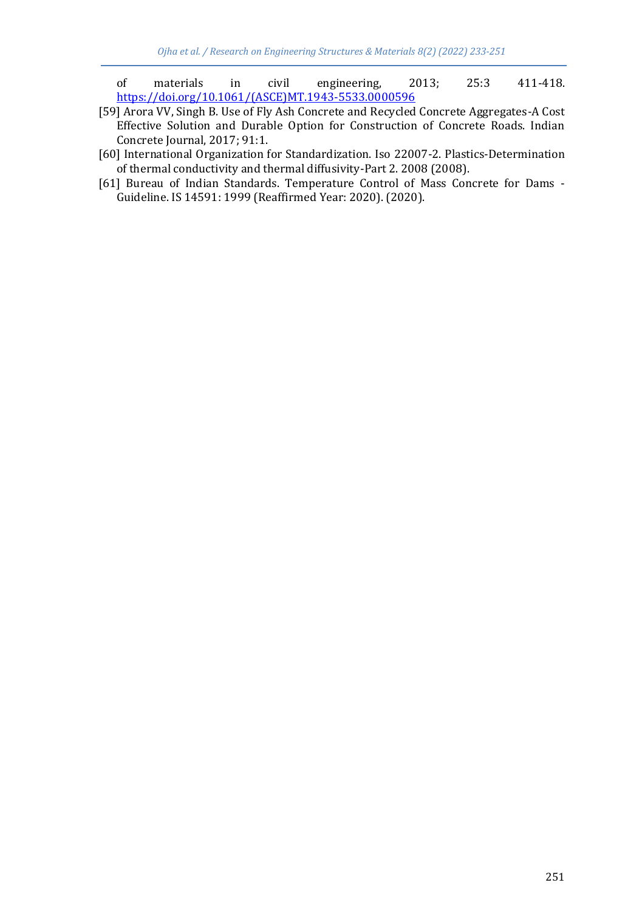of materials in civil engineering, 2013; 25:3 411-418. https://doi.org/10.1061/(ASCE)MT.1943-5533.0000596

[59] Arora VV, Singh B. Use of Fly Ash Concrete and Recycled Concrete Aggregates-A Cost Effective Solution and Durable Option for Construction of Concrete Roads. Indian Concrete Journal, 2017; 91:1.

[60] International Organization for Standardization. Iso 22007-2. Plastics-Determination of thermal conductivity and thermal diffusivity-Part 2. 2008 (2008).

[61] Bureau of Indian Standards. Temperature Control of Mass Concrete for Dams - Guideline. IS 14591: 1999 (Reaffirmed Year: 2020). (2020).